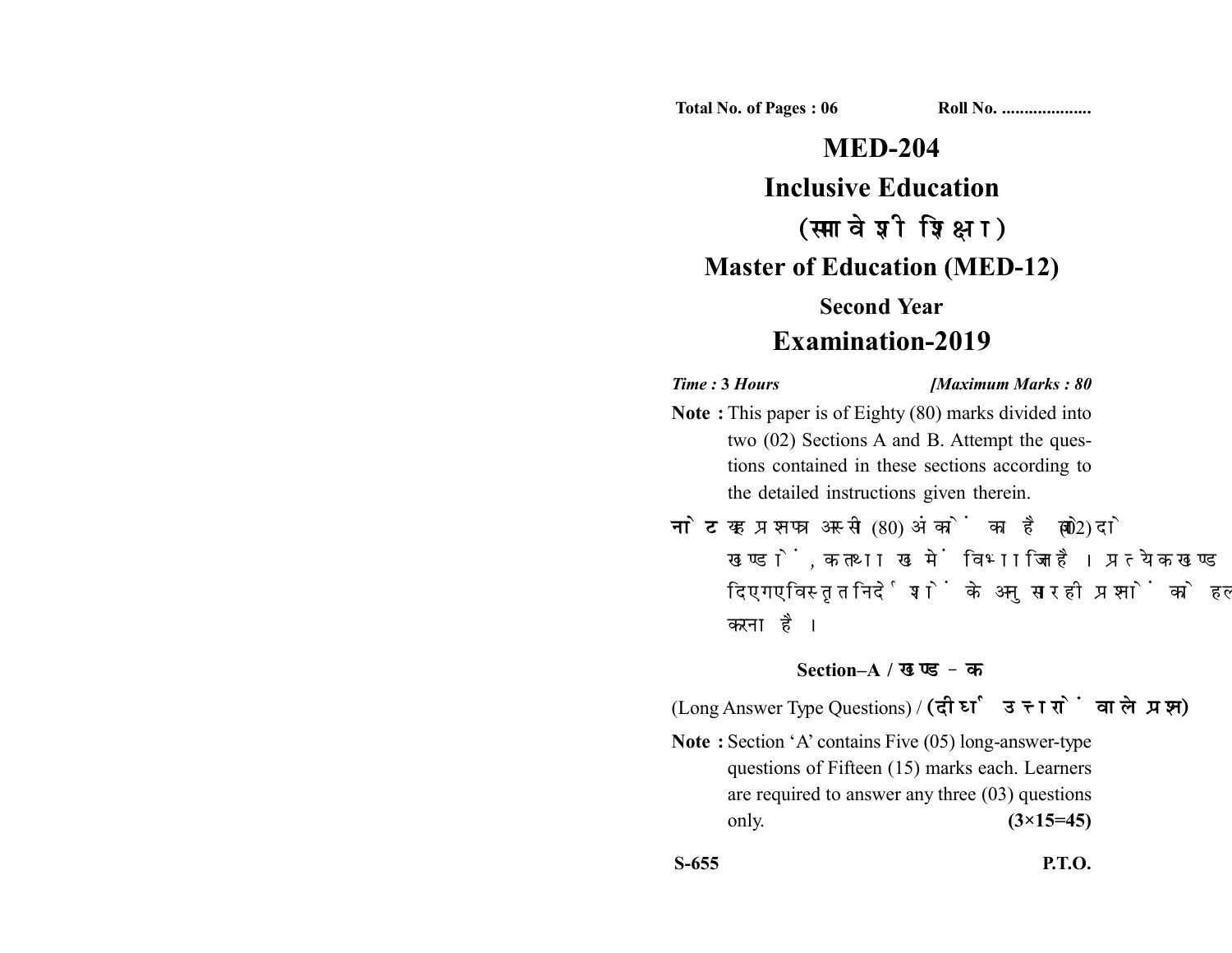**Total No. of Pages : 06** **Roll No. ....................**

# MED-204

# Inclusive Education

# (समावेशी शिक्षा)

## Master of Education (MED-12)

### Second Year

## Examination-2019

*Time : 3 Hours* *[Maximum Marks : 80*

**Note :** This paper is of Eighty (80) marks divided into two (02) Sections A and B. Attempt the questions contained in these sections according to the detailed instructions given therein.

**नोट :** यह प्रश्नपत्र अस्सी (80) अंकों का है जो दो (02) खण्डों, क तथा ख में विभाजित है। प्रत्येक खण्ड में दिए गए विस्तृत निर्देशों के अनुसार ही प्रश्नों को हल करना है।

### Section–A / खण्ड–क

(Long Answer Type Questions) / **(दीर्घ उत्तरों वाले प्रश्न)**

**Note :** Section 'A' contains Five (05) long-answer-type questions of Fifteen (15) marks each. Learners are required to answer any three (03) questions only. **(3×15=45)**

**S-655** **P.T.O.**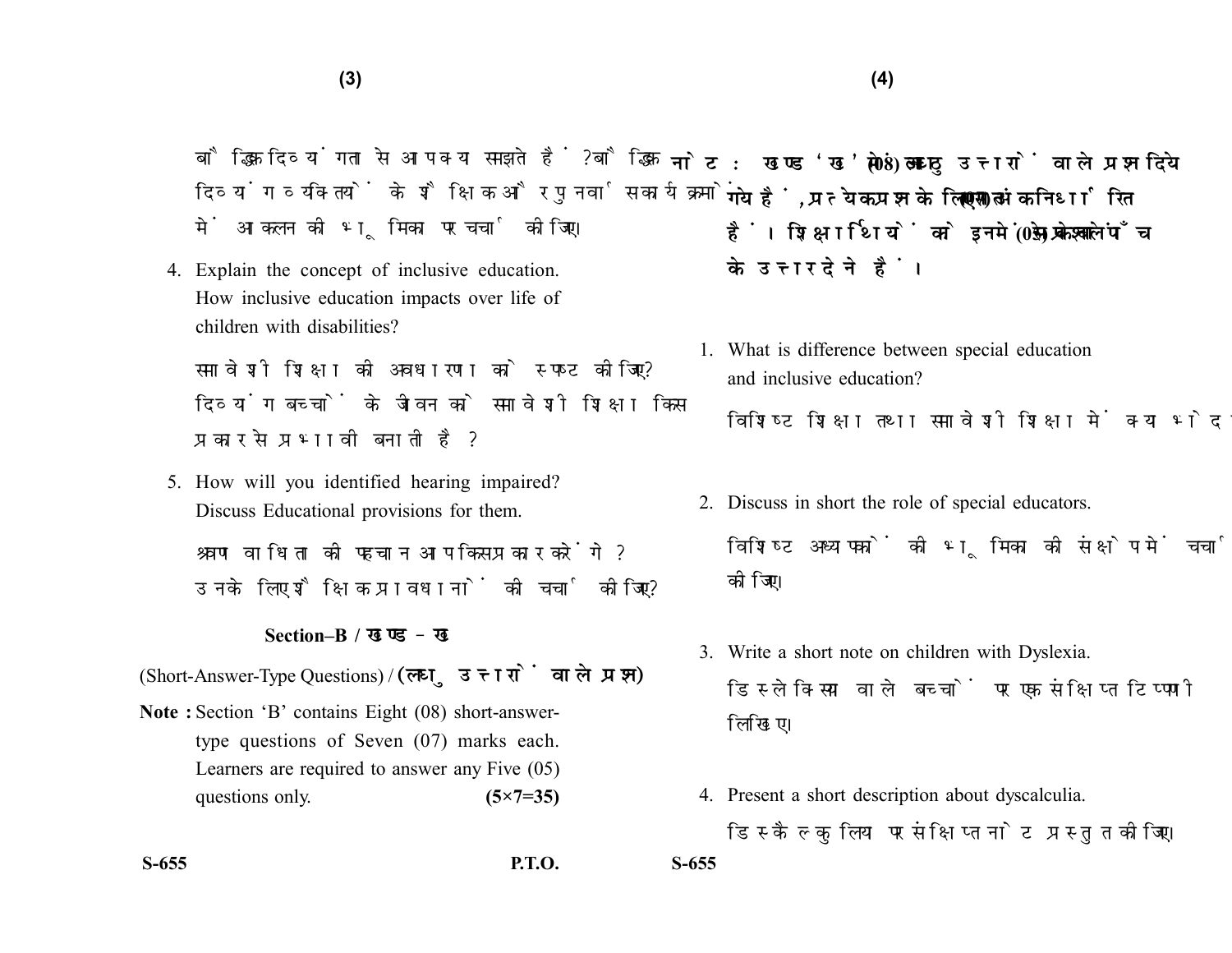बौद्धिक दिव्यांगता से आप क्या समझते हैं? बौद्धिक दिव्यांग व्यक्तियों के शैक्षिक और पुनर्वास कार्यक्रमों में आकलन की भूमिका पर चर्चा कीजिए।

4. Explain the concept of inclusive education. How inclusive education impacts over life of children with disabilities?

   समावेशी शिक्षा की अवधारणा को स्पष्ट कीजिए? दिव्यांग बच्चों के जीवन को समावेशी शिक्षा किस प्रकार से प्रभावी बनाती है?

5. How will you identified hearing impaired? Discuss Educational provisions for them.

   श्रवण बाधिता की पहचान आप किस प्रकार करेंगे? उनके लिए शैक्षिक प्रावधानों की चर्चा कीजिए?

## Section–B / खण्ड – ख

(Short-Answer-Type Questions) / **(लघु उत्तरों वाले प्रश्न)**

**Note :** Section 'B' contains Eight (08) short-answer-type questions of Seven (07) marks each. Learners are required to answer any Five (05) questions only. **(5×7=35)**

**नोट : खण्ड 'ख' में आठ (08) लघु उत्तरों वाले प्रश्न दिये गये हैं, प्रत्येक प्रश्न के लिए सात (07) अंक निर्धारित हैं। शिक्षार्थियों को इनमें से केवल पाँच (05) प्रश्नों के उत्तर देने हैं।**

1. What is difference between special education and inclusive education?

   विशिष्ट शिक्षा तथा समावेशी शिक्षा में क्या भेद है?

2. Discuss in short the role of special educators.

   विशिष्ट अध्यापकों की भूमिका की संक्षेप में चर्चा कीजिए।

3. Write a short note on children with Dyslexia.

   डिस्लेक्सिया वाले बच्चों पर एक संक्षिप्त टिप्पणी लिखिए।

4. Present a short description about dyscalculia.

   डिस्कैलकुलिया पर संक्षिप्त नोट प्रस्तुत कीजिए।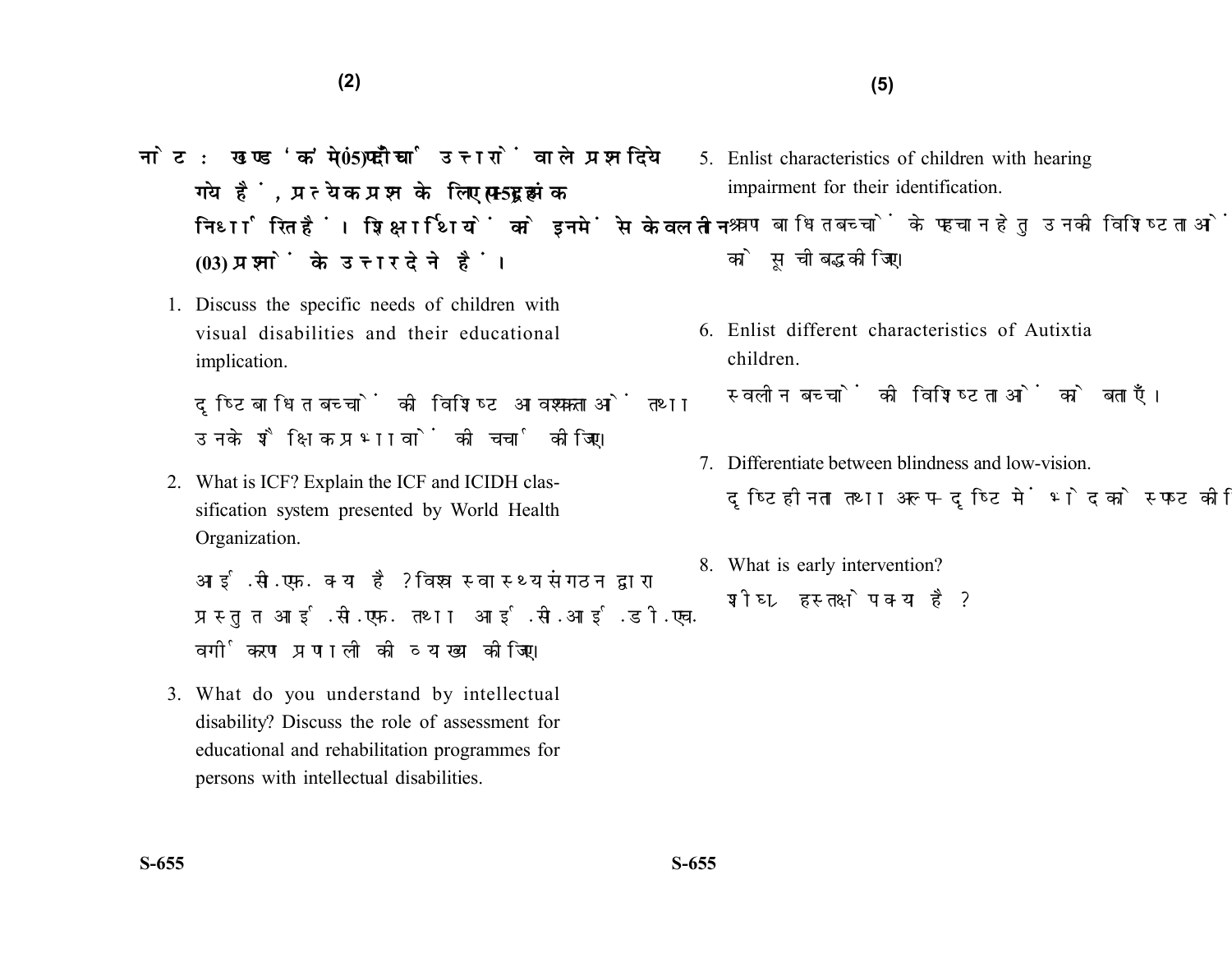**नोट : खण्ड 'क' में (05) दीर्घ उत्तरों वाले प्रश्न दिये गये हैं, प्रत्येक प्रश्न के लिए (15) अंक निर्धारित हैं। शिक्षार्थियों को इनमें से केवल तीन (03) प्रश्नों के उत्तर देने हैं।**

1. Discuss the specific needs of children with visual disabilities and their educational implication.

   दृष्टि बाधित बच्चों की विशिष्ट आवश्यकताओं तथा उनके शैक्षिक प्रभावों की चर्चा कीजिए।

2. What is ICF? Explain the ICF and ICIDH classification system presented by World Health Organization.

   आई.सी.एफ. क्या है? विश्व स्वास्थ्य संगठन द्वारा प्रस्तुत आई.सी.एफ. तथा आई.सी.आई.डी.एच. वर्गीकरण प्रणाली की व्याख्या कीजिए।

3. What do you understand by intellectual disability? Discuss the role of assessment for educational and rehabilitation programmes for persons with intellectual disabilities.

5. Enlist characteristics of children with hearing impairment for their identification.

   श्रवण बाधित बच्चों के पहचान हेतु उनकी विशिष्टताओं को सूचीबद्ध कीजिए।

6. Enlist different characteristics of Autixtia children.

   स्वलीन बच्चों की विशिष्टताओं को बताएँ।

7. Differentiate between blindness and low-vision.

   दृष्टिहीनता तथा अल्प-दृष्टि में भेद को स्पष्ट कीजिए।

8. What is early intervention?

   शीघ्र हस्तक्षेप क्या है?